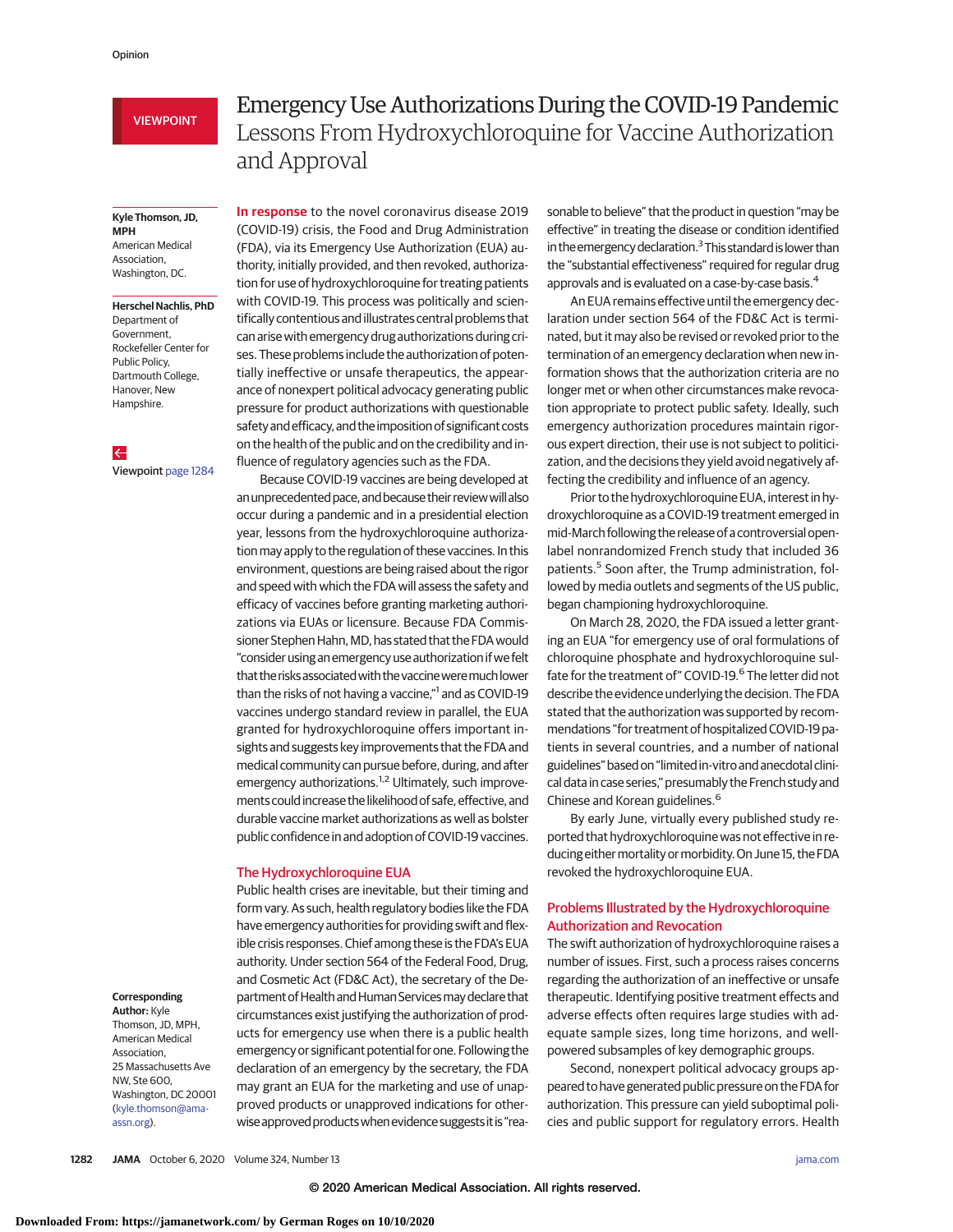Opinion

VIEWPOINT

# Emergency Use Authorizations During the COVID-19 Pandemic

## Lessons From Hydroxychloroquine for Vaccine Authorization and Approval

**Kyle Thomson, JD, MPH**
American Medical Association, Washington, DC.

**Herschel Nachlis, PhD**
Department of Government, Rockefeller Center for Public Policy, Dartmouth College, Hanover, New Hampshire.

Viewpoint page 1284

**Corresponding Author:** Kyle Thomson, JD, MPH, American Medical Association, 25 Massachusetts Ave NW, Ste 600, Washington, DC 20001 (kyle.thomson@ama-assn.org).

**In response** to the novel coronavirus disease 2019 (COVID-19) crisis, the Food and Drug Administration (FDA), via its Emergency Use Authorization (EUA) authority, initially provided, and then revoked, authorization for use of hydroxychloroquine for treating patients with COVID-19. This process was politically and scientifically contentious and illustrates central problems that can arise with emergency drug authorizations during crises. These problems include the authorization of potentially ineffective or unsafe therapeutics, the appearance of nonexpert political advocacy generating public pressure for product authorizations with questionable safety and efficacy, and the imposition of significant costs on the health of the public and on the credibility and influence of regulatory agencies such as the FDA.

Because COVID-19 vaccines are being developed at an unprecedented pace, and because their review will also occur during a pandemic and in a presidential election year, lessons from the hydroxychloroquine authorization may apply to the regulation of these vaccines. In this environment, questions are being raised about the rigor and speed with which the FDA will assess the safety and efficacy of vaccines before granting marketing authorizations via EUAs or licensure. Because FDA Commissioner Stephen Hahn, MD, has stated that the FDA would "consider using an emergency use authorization if we felt that the risks associated with the vaccine were much lower than the risks of not having a vaccine,"[1] and as COVID-19 vaccines undergo standard review in parallel, the EUA granted for hydroxychloroquine offers important insights and suggests key improvements that the FDA and medical community can pursue before, during, and after emergency authorizations.[1,2] Ultimately, such improvements could increase the likelihood of safe, effective, and durable vaccine market authorizations as well as bolster public confidence in and adoption of COVID-19 vaccines.

### The Hydroxychloroquine EUA

Public health crises are inevitable, but their timing and form vary. As such, health regulatory bodies like the FDA have emergency authorities for providing swift and flexible crisis responses. Chief among these is the FDA's EUA authority. Under section 564 of the Federal Food, Drug, and Cosmetic Act (FD&C Act), the secretary of the Department of Health and Human Services may declare that circumstances exist justifying the authorization of products for emergency use when there is a public health emergency or significant potential for one. Following the declaration of an emergency by the secretary, the FDA may grant an EUA for the marketing and use of unapproved products or unapproved indications for otherwise approved products when evidence suggests it is "reasonable to believe" that the product in question "may be effective" in treating the disease or condition identified in the emergency declaration.[3] This standard is lower than the "substantial effectiveness" required for regular drug approvals and is evaluated on a case-by-case basis.[4]

An EUA remains effective until the emergency declaration under section 564 of the FD&C Act is terminated, but it may also be revised or revoked prior to the termination of an emergency declaration when new information shows that the authorization criteria are no longer met or when other circumstances make revocation appropriate to protect public safety. Ideally, such emergency authorization procedures maintain rigorous expert direction, their use is not subject to politicization, and the decisions they yield avoid negatively affecting the credibility and influence of an agency.

Prior to the hydroxychloroquine EUA, interest in hydroxychloroquine as a COVID-19 treatment emerged in mid-March following the release of a controversial open-label nonrandomized French study that included 36 patients.[5] Soon after, the Trump administration, followed by media outlets and segments of the US public, began championing hydroxychloroquine.

On March 28, 2020, the FDA issued a letter granting an EUA "for emergency use of oral formulations of chloroquine phosphate and hydroxychloroquine sulfate for the treatment of" COVID-19.[6] The letter did not describe the evidence underlying the decision. The FDA stated that the authorization was supported by recommendations "for treatment of hospitalized COVID-19 patients in several countries, and a number of national guidelines" based on "limited in-vitro and anecdotal clinical data in case series," presumably the French study and Chinese and Korean guidelines.[6]

By early June, virtually every published study reported that hydroxychloroquine was not effective in reducing either mortality or morbidity. On June 15, the FDA revoked the hydroxychloroquine EUA.

### Problems Illustrated by the Hydroxychloroquine Authorization and Revocation

The swift authorization of hydroxychloroquine raises a number of issues. First, such a process raises concerns regarding the authorization of an ineffective or unsafe therapeutic. Identifying positive treatment effects and adverse effects often requires large studies with adequate sample sizes, long time horizons, and well-powered subsamples of key demographic groups.

Second, nonexpert political advocacy groups appeared to have generated public pressure on the FDA for authorization. This pressure can yield suboptimal policies and public support for regulatory errors. Health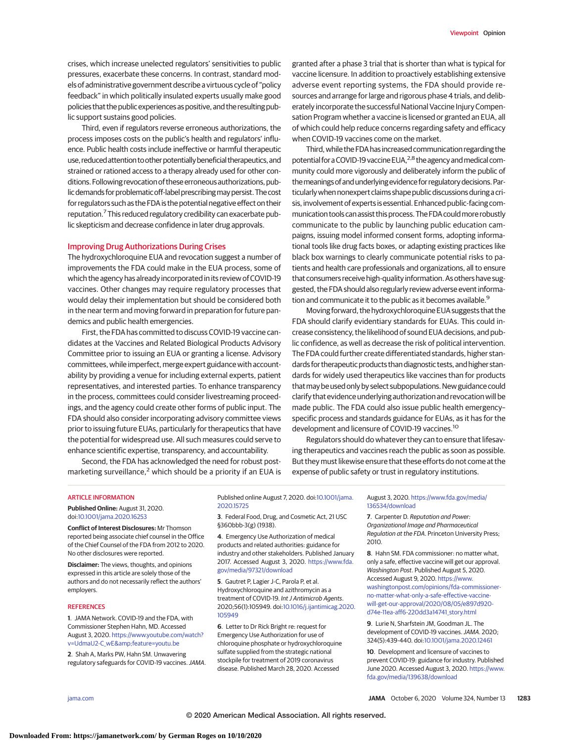crises, which increase unelected regulators' sensitivities to public pressures, exacerbate these concerns. In contrast, standard models of administrative government describe a virtuous cycle of "policy feedback" in which politically insulated experts usually make good policies that the public experiences as positive, and the resulting public support sustains good policies.

Third, even if regulators reverse erroneous authorizations, the process imposes costs on the public's health and regulators' influence. Public health costs include ineffective or harmful therapeutic use, reduced attention to other potentially beneficial therapeutics, and strained or rationed access to a therapy already used for other conditions. Following revocation of these erroneous authorizations, public demands for problematic off-label prescribing may persist. The cost for regulators such as the FDA is the potential negative effect on their reputation.[7] This reduced regulatory credibility can exacerbate public skepticism and decrease confidence in later drug approvals.

## Improving Drug Authorizations During Crises

The hydroxychloroquine EUA and revocation suggest a number of improvements the FDA could make in the EUA process, some of which the agency has already incorporated in its review of COVID-19 vaccines. Other changes may require regulatory processes that would delay their implementation but should be considered both in the near term and moving forward in preparation for future pandemics and public health emergencies.

First, the FDA has committed to discuss COVID-19 vaccine candidates at the Vaccines and Related Biological Products Advisory Committee prior to issuing an EUA or granting a license. Advisory committees, while imperfect, merge expert guidance with accountability by providing a venue for including external experts, patient representatives, and interested parties. To enhance transparency in the process, committees could consider livestreaming proceedings, and the agency could create other forms of public input. The FDA should also consider incorporating advisory committee views prior to issuing future EUAs, particularly for therapeutics that have the potential for widespread use. All such measures could serve to enhance scientific expertise, transparency, and accountability.

Second, the FDA has acknowledged the need for robust postmarketing surveillance,[2] which should be a priority if an EUA is granted after a phase 3 trial that is shorter than what is typical for vaccine licensure. In addition to proactively establishing extensive adverse event reporting systems, the FDA should provide resources and arrange for large and rigorous phase 4 trials, and deliberately incorporate the successful National Vaccine Injury Compensation Program whether a vaccine is licensed or granted an EUA, all of which could help reduce concerns regarding safety and efficacy when COVID-19 vaccines come on the market.

Third, while the FDA has increased communication regarding the potential for a COVID-19 vaccine EUA,[2,8] the agency and medical community could more vigorously and deliberately inform the public of the meanings of and underlying evidence for regulatory decisions. Particularly when nonexpert claims shape public discussions during a crisis, involvement of experts is essential. Enhanced public-facing communication tools can assist this process. The FDA could more robustly communicate to the public by launching public education campaigns, issuing model informed consent forms, adopting informational tools like drug facts boxes, or adapting existing practices like black box warnings to clearly communicate potential risks to patients and health care professionals and organizations, all to ensure that consumers receive high-quality information. As others have suggested, the FDA should also regularly review adverse event information and communicate it to the public as it becomes available.[9]

Moving forward, the hydroxychloroquine EUA suggests that the FDA should clarify evidentiary standards for EUAs. This could increase consistency, the likelihood of sound EUA decisions, and public confidence, as well as decrease the risk of political intervention. The FDA could further create differentiated standards, higher standards for therapeutic products than diagnostic tests, and higher standards for widely used therapeutics like vaccines than for products that may be used only by select subpopulations. New guidance could clarify that evidence underlying authorization and revocation will be made public. The FDA could also issue public health emergency–specific process and standards guidance for EUAs, as it has for the development and licensure of COVID-19 vaccines.[10]

Regulators should do whatever they can to ensure that lifesaving therapeutics and vaccines reach the public as soon as possible. But they must likewise ensure that these efforts do not come at the expense of public safety or trust in regulatory institutions.

### ARTICLE INFORMATION

**Published Online:** August 31, 2020. doi:10.1001/jama.2020.16253

**Conflict of Interest Disclosures:** Mr Thomson reported being associate chief counsel in the Office of the Chief Counsel of the FDA from 2012 to 2020. No other disclosures were reported.

**Disclaimer:** The views, thoughts, and opinions expressed in this article are solely those of the authors and do not necessarily reflect the authors' employers.

### REFERENCES

1. JAMA Network. COVID-19 and the FDA, with Commissioner Stephen Hahn, MD. Accessed August 3, 2020. https://www.youtube.com/watch?v=UdmaU2-C_wE&amp;feature=youtu.be

2. Shah A, Marks PW, Hahn SM. Unwavering regulatory safeguards for COVID-19 vaccines. *JAMA*. Published online August 7, 2020. doi:10.1001/jama.2020.15725

3. Federal Food, Drug, and Cosmetic Act, 21 USC §360bbb-3(g) (1938).

4. Emergency Use Authorization of medical products and related authorities: guidance for industry and other stakeholders. Published January 2017. Accessed August 3, 2020. https://www.fda.gov/media/97321/download

5. Gautret P, Lagier J-C, Parola P, et al. Hydroxychloroquine and azithromycin as a treatment of COVID-19. *Int J Antimicrob Agents*. 2020;56(1):105949. doi:10.1016/j.ijantimicag.2020.105949

6. Letter to Dr Rick Bright re: request for Emergency Use Authorization for use of chloroquine phosphate or hydroxychloroquine sulfate supplied from the strategic national stockpile for treatment of 2019 coronavirus disease. Published March 28, 2020. Accessed August 3, 2020. https://www.fda.gov/media/136534/download

7. Carpenter D. *Reputation and Power: Organizational Image and Pharmaceutical Regulation at the FDA*. Princeton University Press; 2010.

8. Hahn SM. FDA commissioner: no matter what, only a safe, effective vaccine will get our approval. *Washington Post*. Published August 5, 2020. Accessed August 9, 2020. https://www.washingtonpost.com/opinions/fda-commissioner-no-matter-what-only-a-safe-effective-vaccine-will-get-our-approval/2020/08/05/e897d920-d74e-11ea-aff6-220dd3a14741_story.html

9. Lurie N, Sharfstein JM, Goodman JL. The development of COVID-19 vaccines. *JAMA*. 2020;324(5):439-440. doi:10.1001/jama.2020.12461

10. Development and licensure of vaccines to prevent COVID-19: guidance for industry. Published June 2020. Accessed August 3, 2020. https://www.fda.gov/media/139638/download